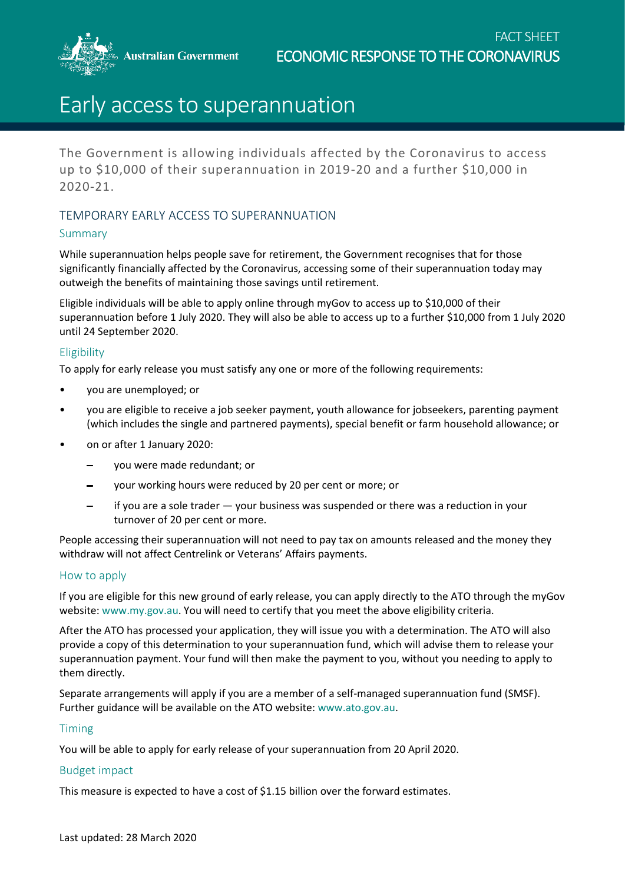FACT SHEET
ECONOMIC RESPONSE TO THE CORONAVIRUS

# Early access to superannuation

The Government is allowing individuals affected by the Coronavirus to access up to $10,000 of their superannuation in 2019-20 and a further $10,000 in 2020-21.

## TEMPORARY EARLY ACCESS TO SUPERANNUATION

### Summary

While superannuation helps people save for retirement, the Government recognises that for those significantly financially affected by the Coronavirus, accessing some of their superannuation today may outweigh the benefits of maintaining those savings until retirement.

Eligible individuals will be able to apply online through myGov to access up to $10,000 of their superannuation before 1 July 2020. They will also be able to access up to a further $10,000 from 1 July 2020 until 24 September 2020.

### Eligibility

To apply for early release you must satisfy any one or more of the following requirements:

- you are unemployed; or
- you are eligible to receive a job seeker payment, youth allowance for jobseekers, parenting payment (which includes the single and partnered payments), special benefit or farm household allowance; or
- on or after 1 January 2020:
  - you were made redundant; or
  - your working hours were reduced by 20 per cent or more; or
  - if you are a sole trader — your business was suspended or there was a reduction in your turnover of 20 per cent or more.

People accessing their superannuation will not need to pay tax on amounts released and the money they withdraw will not affect Centrelink or Veterans' Affairs payments.

### How to apply

If you are eligible for this new ground of early release, you can apply directly to the ATO through the myGov website: www.my.gov.au. You will need to certify that you meet the above eligibility criteria.

After the ATO has processed your application, they will issue you with a determination. The ATO will also provide a copy of this determination to your superannuation fund, which will advise them to release your superannuation payment. Your fund will then make the payment to you, without you needing to apply to them directly.

Separate arrangements will apply if you are a member of a self-managed superannuation fund (SMSF). Further guidance will be available on the ATO website: www.ato.gov.au.

### Timing

You will be able to apply for early release of your superannuation from 20 April 2020.

### Budget impact

This measure is expected to have a cost of $1.15 billion over the forward estimates.

Last updated: 28 March 2020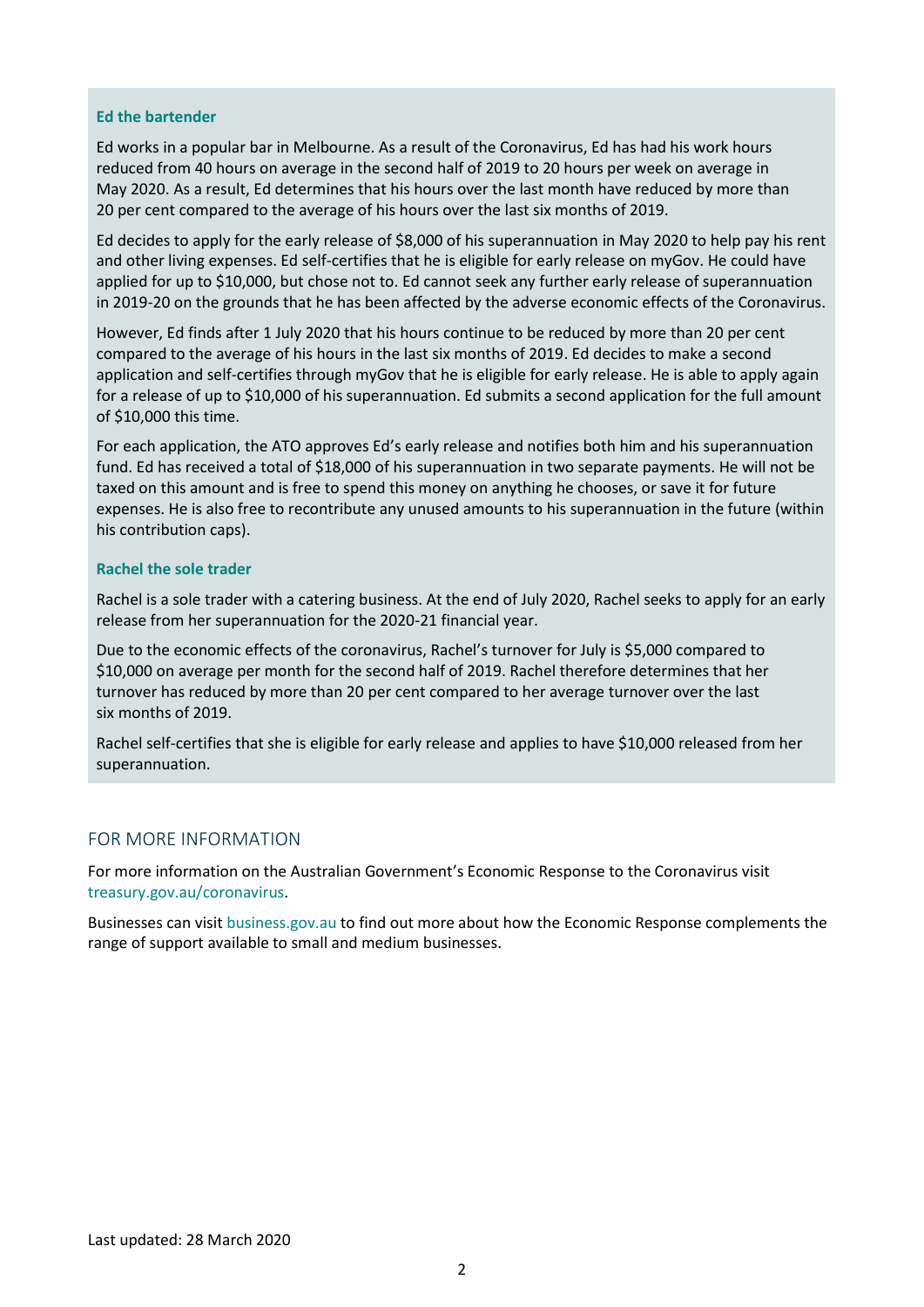### Ed the bartender

Ed works in a popular bar in Melbourne. As a result of the Coronavirus, Ed has had his work hours reduced from 40 hours on average in the second half of 2019 to 20 hours per week on average in May 2020. As a result, Ed determines that his hours over the last month have reduced by more than 20 per cent compared to the average of his hours over the last six months of 2019.

Ed decides to apply for the early release of $8,000 of his superannuation in May 2020 to help pay his rent and other living expenses. Ed self-certifies that he is eligible for early release on myGov. He could have applied for up to $10,000, but chose not to. Ed cannot seek any further early release of superannuation in 2019-20 on the grounds that he has been affected by the adverse economic effects of the Coronavirus.

However, Ed finds after 1 July 2020 that his hours continue to be reduced by more than 20 per cent compared to the average of his hours in the last six months of 2019. Ed decides to make a second application and self-certifies through myGov that he is eligible for early release. He is able to apply again for a release of up to $10,000 of his superannuation. Ed submits a second application for the full amount of $10,000 this time.

For each application, the ATO approves Ed's early release and notifies both him and his superannuation fund. Ed has received a total of $18,000 of his superannuation in two separate payments. He will not be taxed on this amount and is free to spend this money on anything he chooses, or save it for future expenses. He is also free to recontribute any unused amounts to his superannuation in the future (within his contribution caps).

### Rachel the sole trader

Rachel is a sole trader with a catering business. At the end of July 2020, Rachel seeks to apply for an early release from her superannuation for the 2020-21 financial year.

Due to the economic effects of the coronavirus, Rachel's turnover for July is $5,000 compared to $10,000 on average per month for the second half of 2019. Rachel therefore determines that her turnover has reduced by more than 20 per cent compared to her average turnover over the last six months of 2019.

Rachel self-certifies that she is eligible for early release and applies to have $10,000 released from her superannuation.

## FOR MORE INFORMATION

For more information on the Australian Government's Economic Response to the Coronavirus visit treasury.gov.au/coronavirus.

Businesses can visit business.gov.au to find out more about how the Economic Response complements the range of support available to small and medium businesses.

Last updated: 28 March 2020